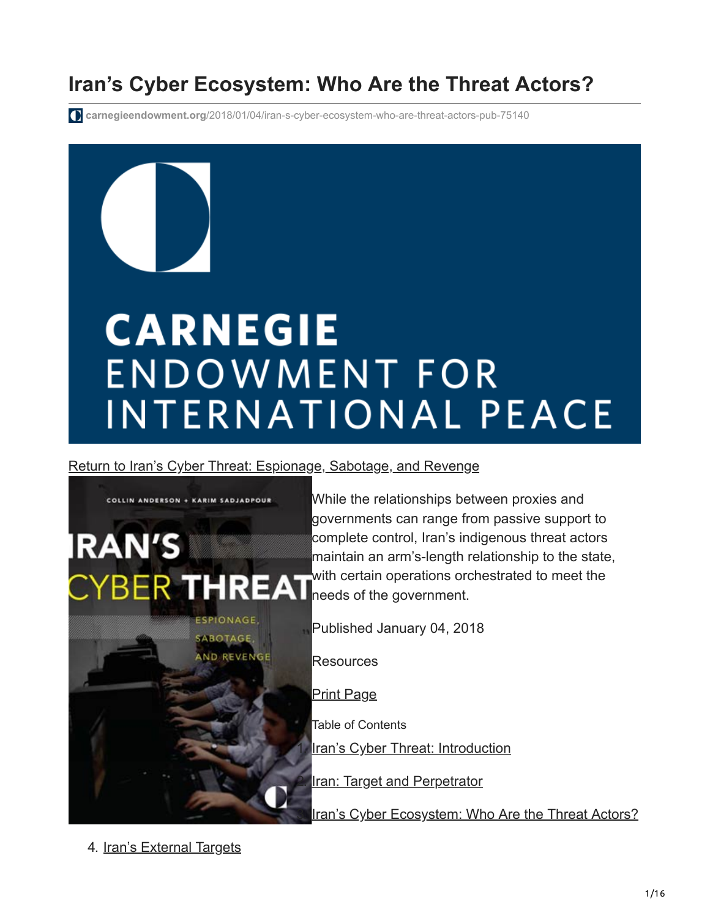# Iran's Cyber Ecosystem: Who Are the Threat Actors?

carnegieendowment.org/2018/01/04/iran-s-cyber-ecosystem-who-are-threat-actors-pub-75140

Return to Iran's Cyber Threat: Espionage, Sabotage, and Revenge

While the relationships between proxies and governments can range from passive support to complete control, Iran's indigenous threat actors maintain an arm's-length relationship to the state, with certain operations orchestrated to meet the needs of the government.

Published January 04, 2018

Resources

Print Page

Table of Contents

1. Iran's Cyber Threat: Introduction
2. Iran: Target and Perpetrator
3. Iran's Cyber Ecosystem: Who Are the Threat Actors?
4. Iran's External Targets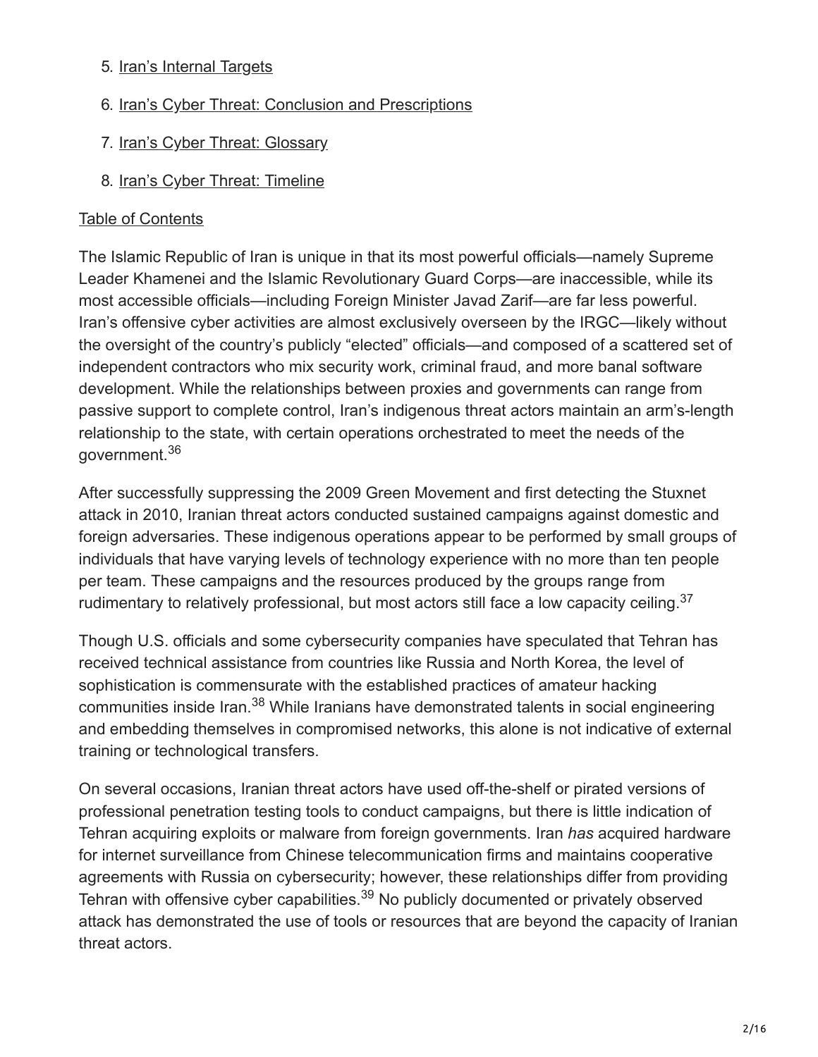5. Iran's Internal Targets
6. Iran's Cyber Threat: Conclusion and Prescriptions
7. Iran's Cyber Threat: Glossary
8. Iran's Cyber Threat: Timeline

Table of Contents

The Islamic Republic of Iran is unique in that its most powerful officials—namely Supreme Leader Khamenei and the Islamic Revolutionary Guard Corps—are inaccessible, while its most accessible officials—including Foreign Minister Javad Zarif—are far less powerful. Iran's offensive cyber activities are almost exclusively overseen by the IRGC—likely without the oversight of the country's publicly "elected" officials—and composed of a scattered set of independent contractors who mix security work, criminal fraud, and more banal software development. While the relationships between proxies and governments can range from passive support to complete control, Iran's indigenous threat actors maintain an arm's-length relationship to the state, with certain operations orchestrated to meet the needs of the government.[36]

After successfully suppressing the 2009 Green Movement and first detecting the Stuxnet attack in 2010, Iranian threat actors conducted sustained campaigns against domestic and foreign adversaries. These indigenous operations appear to be performed by small groups of individuals that have varying levels of technology experience with no more than ten people per team. These campaigns and the resources produced by the groups range from rudimentary to relatively professional, but most actors still face a low capacity ceiling.[37]

Though U.S. officials and some cybersecurity companies have speculated that Tehran has received technical assistance from countries like Russia and North Korea, the level of sophistication is commensurate with the established practices of amateur hacking communities inside Iran.[38] While Iranians have demonstrated talents in social engineering and embedding themselves in compromised networks, this alone is not indicative of external training or technological transfers.

On several occasions, Iranian threat actors have used off-the-shelf or pirated versions of professional penetration testing tools to conduct campaigns, but there is little indication of Tehran acquiring exploits or malware from foreign governments. Iran *has* acquired hardware for internet surveillance from Chinese telecommunication firms and maintains cooperative agreements with Russia on cybersecurity; however, these relationships differ from providing Tehran with offensive cyber capabilities.[39] No publicly documented or privately observed attack has demonstrated the use of tools or resources that are beyond the capacity of Iranian threat actors.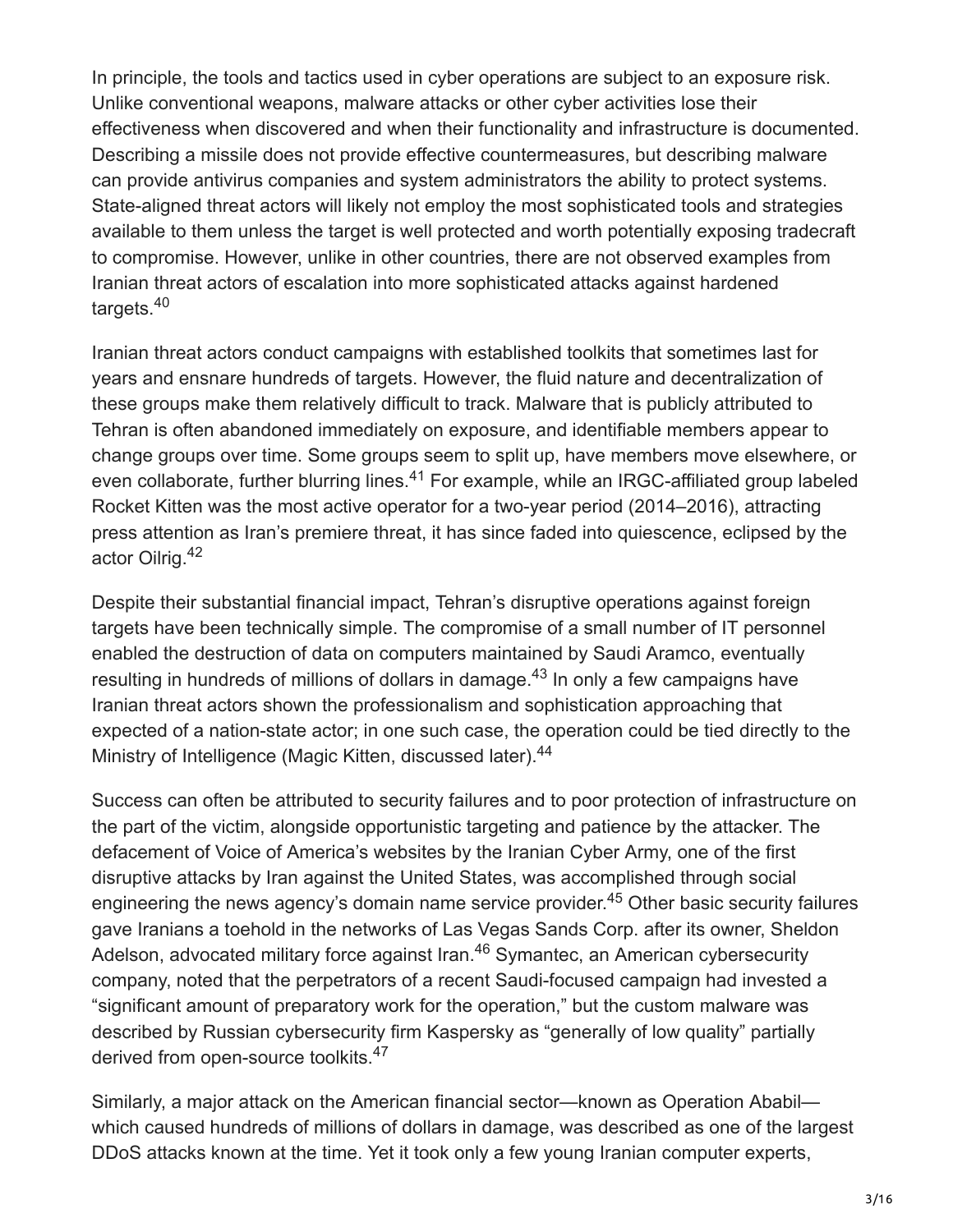In principle, the tools and tactics used in cyber operations are subject to an exposure risk. Unlike conventional weapons, malware attacks or other cyber activities lose their effectiveness when discovered and when their functionality and infrastructure is documented. Describing a missile does not provide effective countermeasures, but describing malware can provide antivirus companies and system administrators the ability to protect systems. State-aligned threat actors will likely not employ the most sophisticated tools and strategies available to them unless the target is well protected and worth potentially exposing tradecraft to compromise. However, unlike in other countries, there are not observed examples from Iranian threat actors of escalation into more sophisticated attacks against hardened targets.[40]

Iranian threat actors conduct campaigns with established toolkits that sometimes last for years and ensnare hundreds of targets. However, the fluid nature and decentralization of these groups make them relatively difficult to track. Malware that is publicly attributed to Tehran is often abandoned immediately on exposure, and identifiable members appear to change groups over time. Some groups seem to split up, have members move elsewhere, or even collaborate, further blurring lines.[41] For example, while an IRGC-affiliated group labeled Rocket Kitten was the most active operator for a two-year period (2014–2016), attracting press attention as Iran's premiere threat, it has since faded into quiescence, eclipsed by the actor Oilrig.[42]

Despite their substantial financial impact, Tehran's disruptive operations against foreign targets have been technically simple. The compromise of a small number of IT personnel enabled the destruction of data on computers maintained by Saudi Aramco, eventually resulting in hundreds of millions of dollars in damage.[43] In only a few campaigns have Iranian threat actors shown the professionalism and sophistication approaching that expected of a nation-state actor; in one such case, the operation could be tied directly to the Ministry of Intelligence (Magic Kitten, discussed later).[44]

Success can often be attributed to security failures and to poor protection of infrastructure on the part of the victim, alongside opportunistic targeting and patience by the attacker. The defacement of Voice of America's websites by the Iranian Cyber Army, one of the first disruptive attacks by Iran against the United States, was accomplished through social engineering the news agency's domain name service provider.[45] Other basic security failures gave Iranians a toehold in the networks of Las Vegas Sands Corp. after its owner, Sheldon Adelson, advocated military force against Iran.[46] Symantec, an American cybersecurity company, noted that the perpetrators of a recent Saudi-focused campaign had invested a "significant amount of preparatory work for the operation," but the custom malware was described by Russian cybersecurity firm Kaspersky as "generally of low quality" partially derived from open-source toolkits.[47]

Similarly, a major attack on the American financial sector—known as Operation Ababil—which caused hundreds of millions of dollars in damage, was described as one of the largest DDoS attacks known at the time. Yet it took only a few young Iranian computer experts,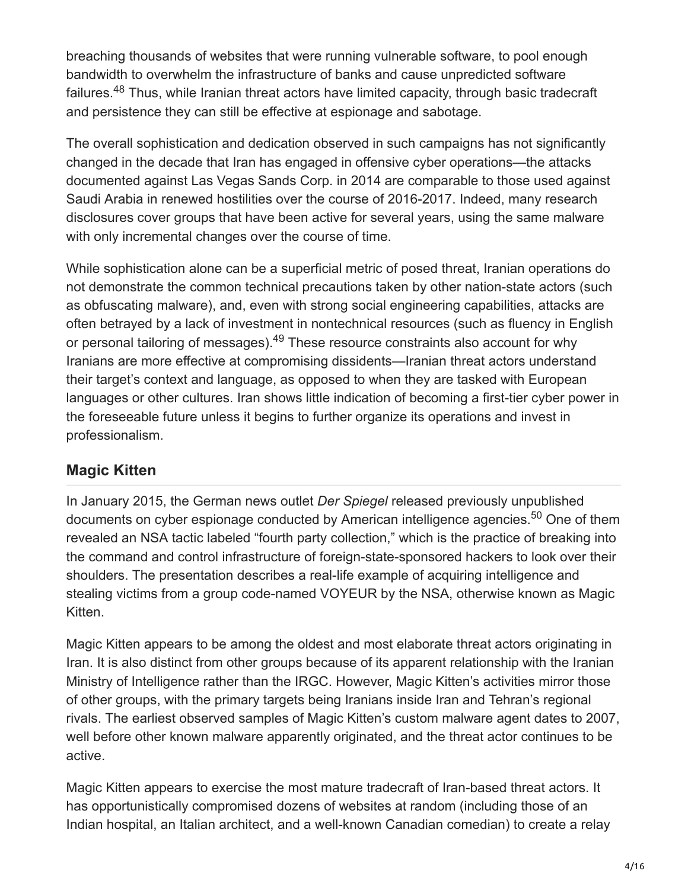breaching thousands of websites that were running vulnerable software, to pool enough bandwidth to overwhelm the infrastructure of banks and cause unpredicted software failures.[48] Thus, while Iranian threat actors have limited capacity, through basic tradecraft and persistence they can still be effective at espionage and sabotage.

The overall sophistication and dedication observed in such campaigns has not significantly changed in the decade that Iran has engaged in offensive cyber operations—the attacks documented against Las Vegas Sands Corp. in 2014 are comparable to those used against Saudi Arabia in renewed hostilities over the course of 2016-2017. Indeed, many research disclosures cover groups that have been active for several years, using the same malware with only incremental changes over the course of time.

While sophistication alone can be a superficial metric of posed threat, Iranian operations do not demonstrate the common technical precautions taken by other nation-state actors (such as obfuscating malware), and, even with strong social engineering capabilities, attacks are often betrayed by a lack of investment in nontechnical resources (such as fluency in English or personal tailoring of messages).[49] These resource constraints also account for why Iranians are more effective at compromising dissidents—Iranian threat actors understand their target's context and language, as opposed to when they are tasked with European languages or other cultures. Iran shows little indication of becoming a first-tier cyber power in the foreseeable future unless it begins to further organize its operations and invest in professionalism.

## Magic Kitten

In January 2015, the German news outlet *Der Spiegel* released previously unpublished documents on cyber espionage conducted by American intelligence agencies.[50] One of them revealed an NSA tactic labeled "fourth party collection," which is the practice of breaking into the command and control infrastructure of foreign-state-sponsored hackers to look over their shoulders. The presentation describes a real-life example of acquiring intelligence and stealing victims from a group code-named VOYEUR by the NSA, otherwise known as Magic Kitten.

Magic Kitten appears to be among the oldest and most elaborate threat actors originating in Iran. It is also distinct from other groups because of its apparent relationship with the Iranian Ministry of Intelligence rather than the IRGC. However, Magic Kitten's activities mirror those of other groups, with the primary targets being Iranians inside Iran and Tehran's regional rivals. The earliest observed samples of Magic Kitten's custom malware agent dates to 2007, well before other known malware apparently originated, and the threat actor continues to be active.

Magic Kitten appears to exercise the most mature tradecraft of Iran-based threat actors. It has opportunistically compromised dozens of websites at random (including those of an Indian hospital, an Italian architect, and a well-known Canadian comedian) to create a relay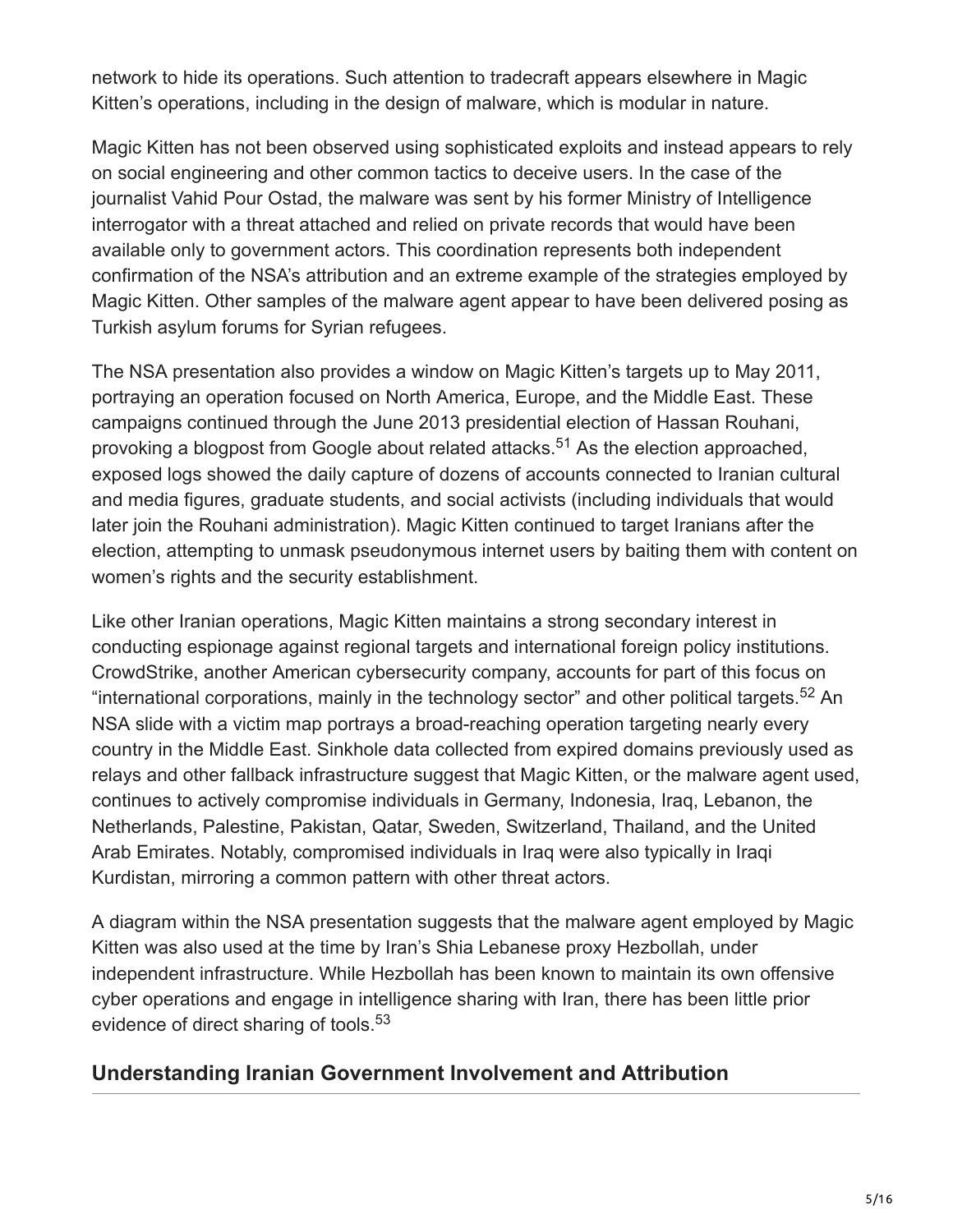network to hide its operations. Such attention to tradecraft appears elsewhere in Magic Kitten's operations, including in the design of malware, which is modular in nature.

Magic Kitten has not been observed using sophisticated exploits and instead appears to rely on social engineering and other common tactics to deceive users. In the case of the journalist Vahid Pour Ostad, the malware was sent by his former Ministry of Intelligence interrogator with a threat attached and relied on private records that would have been available only to government actors. This coordination represents both independent confirmation of the NSA's attribution and an extreme example of the strategies employed by Magic Kitten. Other samples of the malware agent appear to have been delivered posing as Turkish asylum forums for Syrian refugees.

The NSA presentation also provides a window on Magic Kitten's targets up to May 2011, portraying an operation focused on North America, Europe, and the Middle East. These campaigns continued through the June 2013 presidential election of Hassan Rouhani, provoking a blogpost from Google about related attacks.[51] As the election approached, exposed logs showed the daily capture of dozens of accounts connected to Iranian cultural and media figures, graduate students, and social activists (including individuals that would later join the Rouhani administration). Magic Kitten continued to target Iranians after the election, attempting to unmask pseudonymous internet users by baiting them with content on women's rights and the security establishment.

Like other Iranian operations, Magic Kitten maintains a strong secondary interest in conducting espionage against regional targets and international foreign policy institutions. CrowdStrike, another American cybersecurity company, accounts for part of this focus on "international corporations, mainly in the technology sector" and other political targets.[52] An NSA slide with a victim map portrays a broad-reaching operation targeting nearly every country in the Middle East. Sinkhole data collected from expired domains previously used as relays and other fallback infrastructure suggest that Magic Kitten, or the malware agent used, continues to actively compromise individuals in Germany, Indonesia, Iraq, Lebanon, the Netherlands, Palestine, Pakistan, Qatar, Sweden, Switzerland, Thailand, and the United Arab Emirates. Notably, compromised individuals in Iraq were also typically in Iraqi Kurdistan, mirroring a common pattern with other threat actors.

A diagram within the NSA presentation suggests that the malware agent employed by Magic Kitten was also used at the time by Iran's Shia Lebanese proxy Hezbollah, under independent infrastructure. While Hezbollah has been known to maintain its own offensive cyber operations and engage in intelligence sharing with Iran, there has been little prior evidence of direct sharing of tools.[53]

## Understanding Iranian Government Involvement and Attribution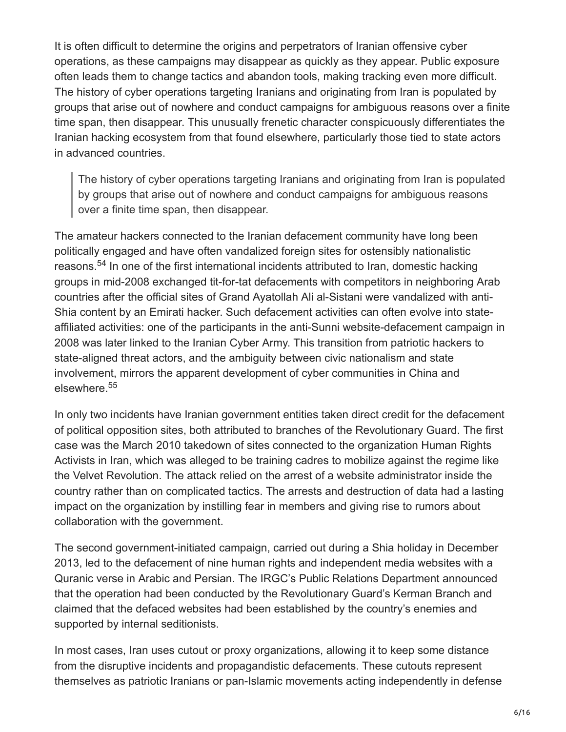It is often difficult to determine the origins and perpetrators of Iranian offensive cyber operations, as these campaigns may disappear as quickly as they appear. Public exposure often leads them to change tactics and abandon tools, making tracking even more difficult. The history of cyber operations targeting Iranians and originating from Iran is populated by groups that arise out of nowhere and conduct campaigns for ambiguous reasons over a finite time span, then disappear. This unusually frenetic character conspicuously differentiates the Iranian hacking ecosystem from that found elsewhere, particularly those tied to state actors in advanced countries.

> The history of cyber operations targeting Iranians and originating from Iran is populated by groups that arise out of nowhere and conduct campaigns for ambiguous reasons over a finite time span, then disappear.

The amateur hackers connected to the Iranian defacement community have long been politically engaged and have often vandalized foreign sites for ostensibly nationalistic reasons.[54] In one of the first international incidents attributed to Iran, domestic hacking groups in mid-2008 exchanged tit-for-tat defacements with competitors in neighboring Arab countries after the official sites of Grand Ayatollah Ali al-Sistani were vandalized with anti-Shia content by an Emirati hacker. Such defacement activities can often evolve into state-affiliated activities: one of the participants in the anti-Sunni website-defacement campaign in 2008 was later linked to the Iranian Cyber Army. This transition from patriotic hackers to state-aligned threat actors, and the ambiguity between civic nationalism and state involvement, mirrors the apparent development of cyber communities in China and elsewhere.[55]

In only two incidents have Iranian government entities taken direct credit for the defacement of political opposition sites, both attributed to branches of the Revolutionary Guard. The first case was the March 2010 takedown of sites connected to the organization Human Rights Activists in Iran, which was alleged to be training cadres to mobilize against the regime like the Velvet Revolution. The attack relied on the arrest of a website administrator inside the country rather than on complicated tactics. The arrests and destruction of data had a lasting impact on the organization by instilling fear in members and giving rise to rumors about collaboration with the government.

The second government-initiated campaign, carried out during a Shia holiday in December 2013, led to the defacement of nine human rights and independent media websites with a Quranic verse in Arabic and Persian. The IRGC's Public Relations Department announced that the operation had been conducted by the Revolutionary Guard's Kerman Branch and claimed that the defaced websites had been established by the country's enemies and supported by internal seditionists.

In most cases, Iran uses cutout or proxy organizations, allowing it to keep some distance from the disruptive incidents and propagandistic defacements. These cutouts represent themselves as patriotic Iranians or pan-Islamic movements acting independently in defense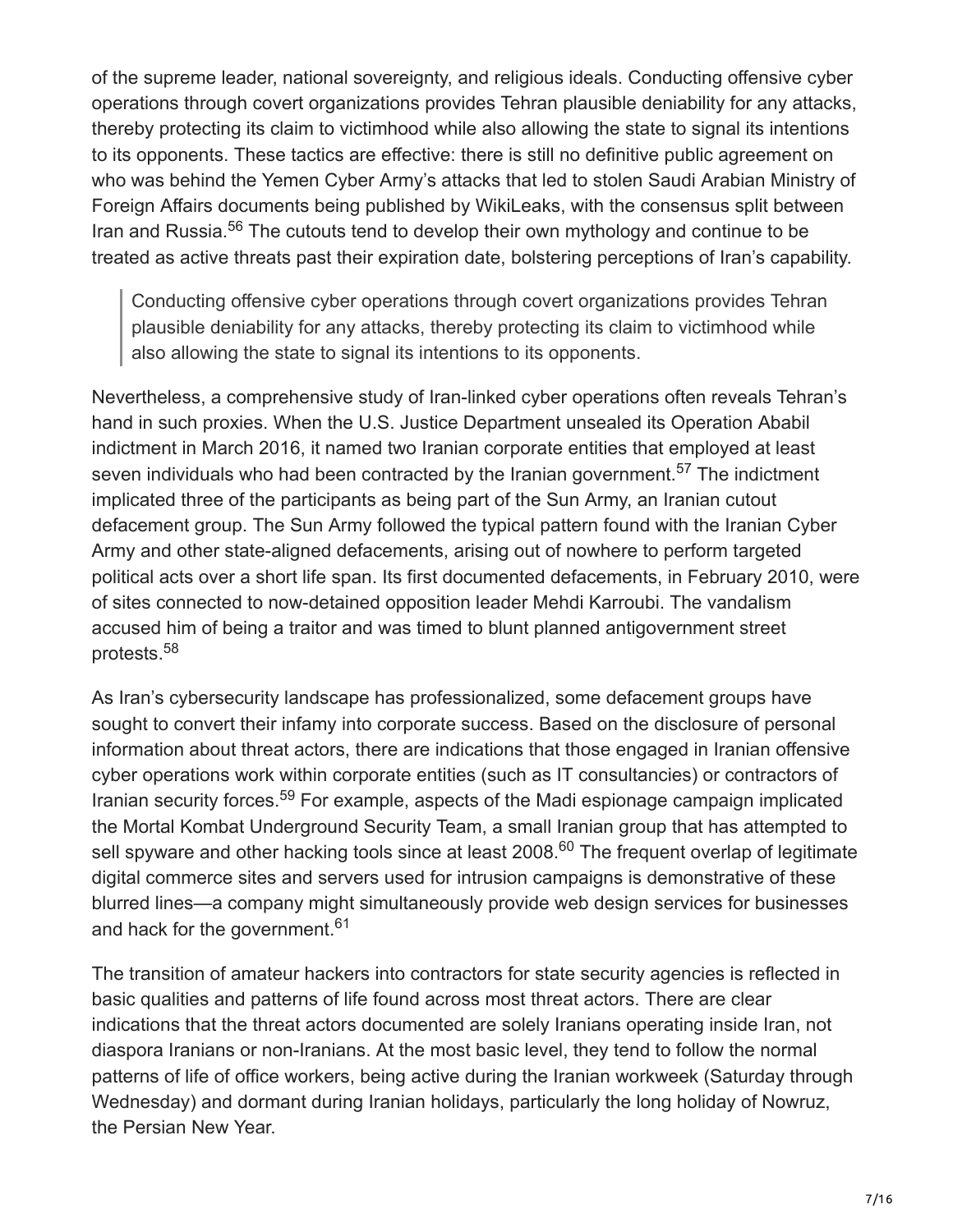of the supreme leader, national sovereignty, and religious ideals. Conducting offensive cyber operations through covert organizations provides Tehran plausible deniability for any attacks, thereby protecting its claim to victimhood while also allowing the state to signal its intentions to its opponents. These tactics are effective: there is still no definitive public agreement on who was behind the Yemen Cyber Army's attacks that led to stolen Saudi Arabian Ministry of Foreign Affairs documents being published by WikiLeaks, with the consensus split between Iran and Russia.[56] The cutouts tend to develop their own mythology and continue to be treated as active threats past their expiration date, bolstering perceptions of Iran's capability.

> Conducting offensive cyber operations through covert organizations provides Tehran plausible deniability for any attacks, thereby protecting its claim to victimhood while also allowing the state to signal its intentions to its opponents.

Nevertheless, a comprehensive study of Iran-linked cyber operations often reveals Tehran's hand in such proxies. When the U.S. Justice Department unsealed its Operation Ababil indictment in March 2016, it named two Iranian corporate entities that employed at least seven individuals who had been contracted by the Iranian government.[57] The indictment implicated three of the participants as being part of the Sun Army, an Iranian cutout defacement group. The Sun Army followed the typical pattern found with the Iranian Cyber Army and other state-aligned defacements, arising out of nowhere to perform targeted political acts over a short life span. Its first documented defacements, in February 2010, were of sites connected to now-detained opposition leader Mehdi Karroubi. The vandalism accused him of being a traitor and was timed to blunt planned antigovernment street protests.[58]

As Iran's cybersecurity landscape has professionalized, some defacement groups have sought to convert their infamy into corporate success. Based on the disclosure of personal information about threat actors, there are indications that those engaged in Iranian offensive cyber operations work within corporate entities (such as IT consultancies) or contractors of Iranian security forces.[59] For example, aspects of the Madi espionage campaign implicated the Mortal Kombat Underground Security Team, a small Iranian group that has attempted to sell spyware and other hacking tools since at least 2008.[60] The frequent overlap of legitimate digital commerce sites and servers used for intrusion campaigns is demonstrative of these blurred lines—a company might simultaneously provide web design services for businesses and hack for the government.[61]

The transition of amateur hackers into contractors for state security agencies is reflected in basic qualities and patterns of life found across most threat actors. There are clear indications that the threat actors documented are solely Iranians operating inside Iran, not diaspora Iranians or non-Iranians. At the most basic level, they tend to follow the normal patterns of life of office workers, being active during the Iranian workweek (Saturday through Wednesday) and dormant during Iranian holidays, particularly the long holiday of Nowruz, the Persian New Year.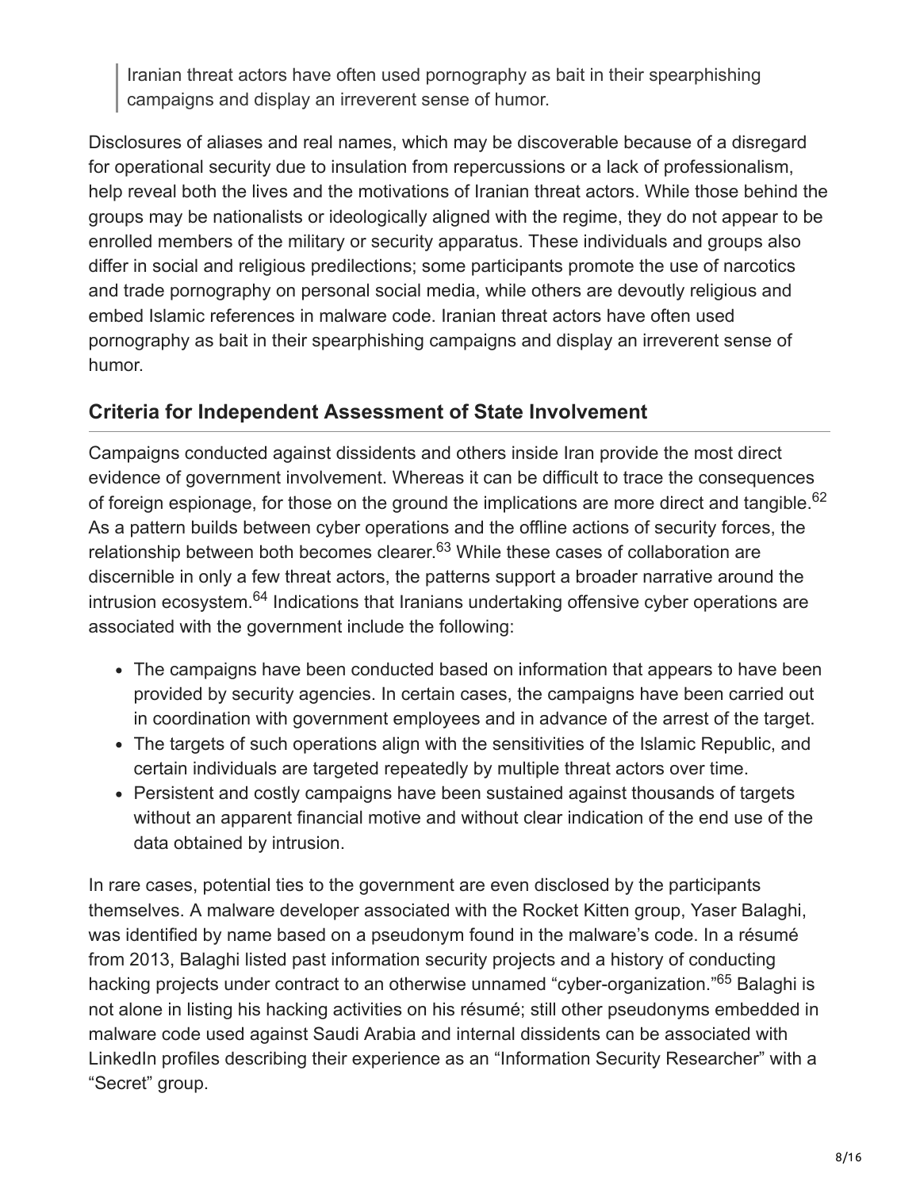> Iranian threat actors have often used pornography as bait in their spearphishing campaigns and display an irreverent sense of humor.

Disclosures of aliases and real names, which may be discoverable because of a disregard for operational security due to insulation from repercussions or a lack of professionalism, help reveal both the lives and the motivations of Iranian threat actors. While those behind the groups may be nationalists or ideologically aligned with the regime, they do not appear to be enrolled members of the military or security apparatus. These individuals and groups also differ in social and religious predilections; some participants promote the use of narcotics and trade pornography on personal social media, while others are devoutly religious and embed Islamic references in malware code. Iranian threat actors have often used pornography as bait in their spearphishing campaigns and display an irreverent sense of humor.

## Criteria for Independent Assessment of State Involvement

Campaigns conducted against dissidents and others inside Iran provide the most direct evidence of government involvement. Whereas it can be difficult to trace the consequences of foreign espionage, for those on the ground the implications are more direct and tangible.[62] As a pattern builds between cyber operations and the offline actions of security forces, the relationship between both becomes clearer.[63] While these cases of collaboration are discernible in only a few threat actors, the patterns support a broader narrative around the intrusion ecosystem.[64] Indications that Iranians undertaking offensive cyber operations are associated with the government include the following:

- The campaigns have been conducted based on information that appears to have been provided by security agencies. In certain cases, the campaigns have been carried out in coordination with government employees and in advance of the arrest of the target.
- The targets of such operations align with the sensitivities of the Islamic Republic, and certain individuals are targeted repeatedly by multiple threat actors over time.
- Persistent and costly campaigns have been sustained against thousands of targets without an apparent financial motive and without clear indication of the end use of the data obtained by intrusion.

In rare cases, potential ties to the government are even disclosed by the participants themselves. A malware developer associated with the Rocket Kitten group, Yaser Balaghi, was identified by name based on a pseudonym found in the malware's code. In a résumé from 2013, Balaghi listed past information security projects and a history of conducting hacking projects under contract to an otherwise unnamed "cyber-organization."[65] Balaghi is not alone in listing his hacking activities on his résumé; still other pseudonyms embedded in malware code used against Saudi Arabia and internal dissidents can be associated with LinkedIn profiles describing their experience as an "Information Security Researcher" with a "Secret" group.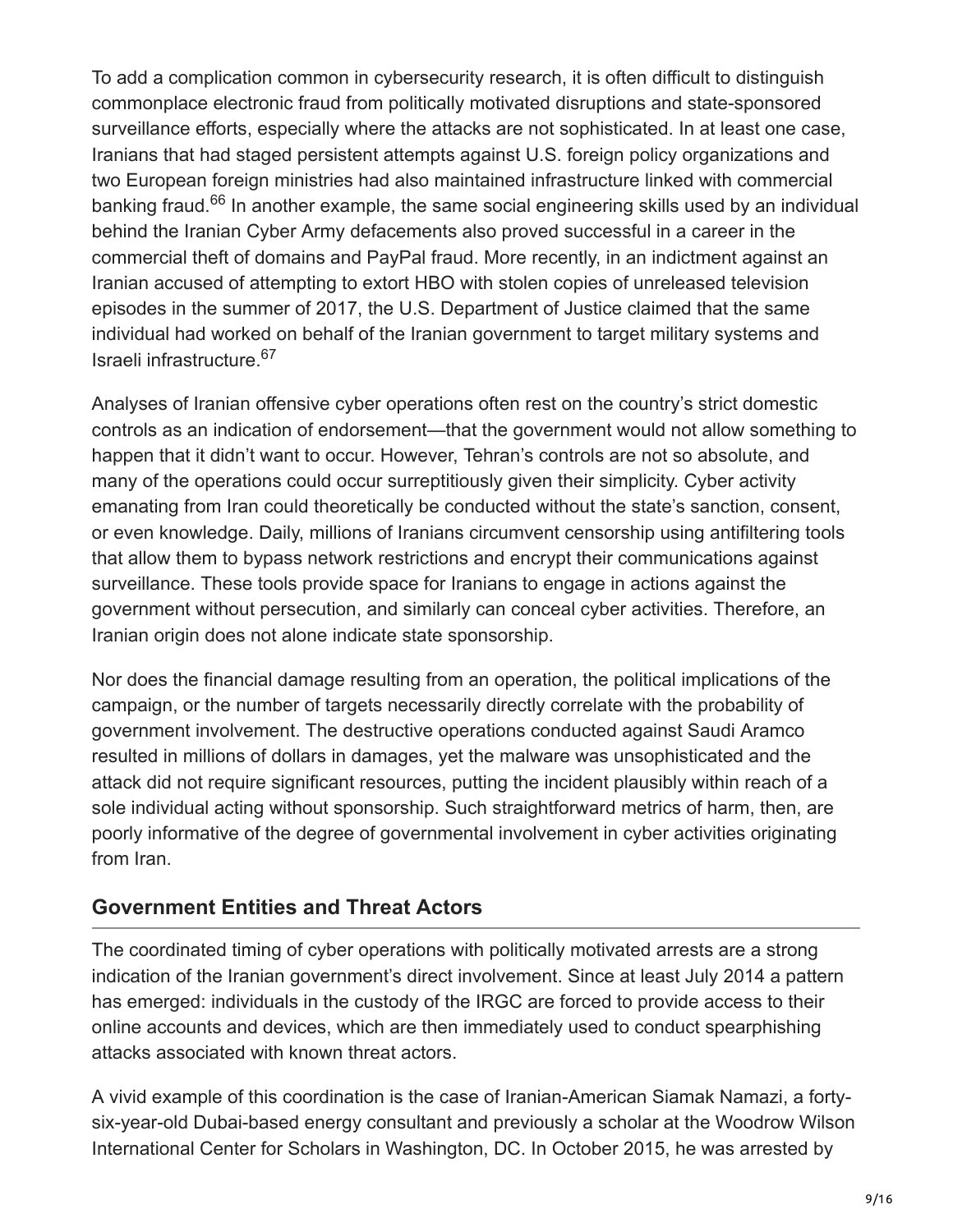To add a complication common in cybersecurity research, it is often difficult to distinguish commonplace electronic fraud from politically motivated disruptions and state-sponsored surveillance efforts, especially where the attacks are not sophisticated. In at least one case, Iranians that had staged persistent attempts against U.S. foreign policy organizations and two European foreign ministries had also maintained infrastructure linked with commercial banking fraud.[66] In another example, the same social engineering skills used by an individual behind the Iranian Cyber Army defacements also proved successful in a career in the commercial theft of domains and PayPal fraud. More recently, in an indictment against an Iranian accused of attempting to extort HBO with stolen copies of unreleased television episodes in the summer of 2017, the U.S. Department of Justice claimed that the same individual had worked on behalf of the Iranian government to target military systems and Israeli infrastructure.[67]

Analyses of Iranian offensive cyber operations often rest on the country's strict domestic controls as an indication of endorsement—that the government would not allow something to happen that it didn't want to occur. However, Tehran's controls are not so absolute, and many of the operations could occur surreptitiously given their simplicity. Cyber activity emanating from Iran could theoretically be conducted without the state's sanction, consent, or even knowledge. Daily, millions of Iranians circumvent censorship using antifiltering tools that allow them to bypass network restrictions and encrypt their communications against surveillance. These tools provide space for Iranians to engage in actions against the government without persecution, and similarly can conceal cyber activities. Therefore, an Iranian origin does not alone indicate state sponsorship.

Nor does the financial damage resulting from an operation, the political implications of the campaign, or the number of targets necessarily directly correlate with the probability of government involvement. The destructive operations conducted against Saudi Aramco resulted in millions of dollars in damages, yet the malware was unsophisticated and the attack did not require significant resources, putting the incident plausibly within reach of a sole individual acting without sponsorship. Such straightforward metrics of harm, then, are poorly informative of the degree of governmental involvement in cyber activities originating from Iran.

## Government Entities and Threat Actors

The coordinated timing of cyber operations with politically motivated arrests are a strong indication of the Iranian government's direct involvement. Since at least July 2014 a pattern has emerged: individuals in the custody of the IRGC are forced to provide access to their online accounts and devices, which are then immediately used to conduct spearphishing attacks associated with known threat actors.

A vivid example of this coordination is the case of Iranian-American Siamak Namazi, a forty-six-year-old Dubai-based energy consultant and previously a scholar at the Woodrow Wilson International Center for Scholars in Washington, DC. In October 2015, he was arrested by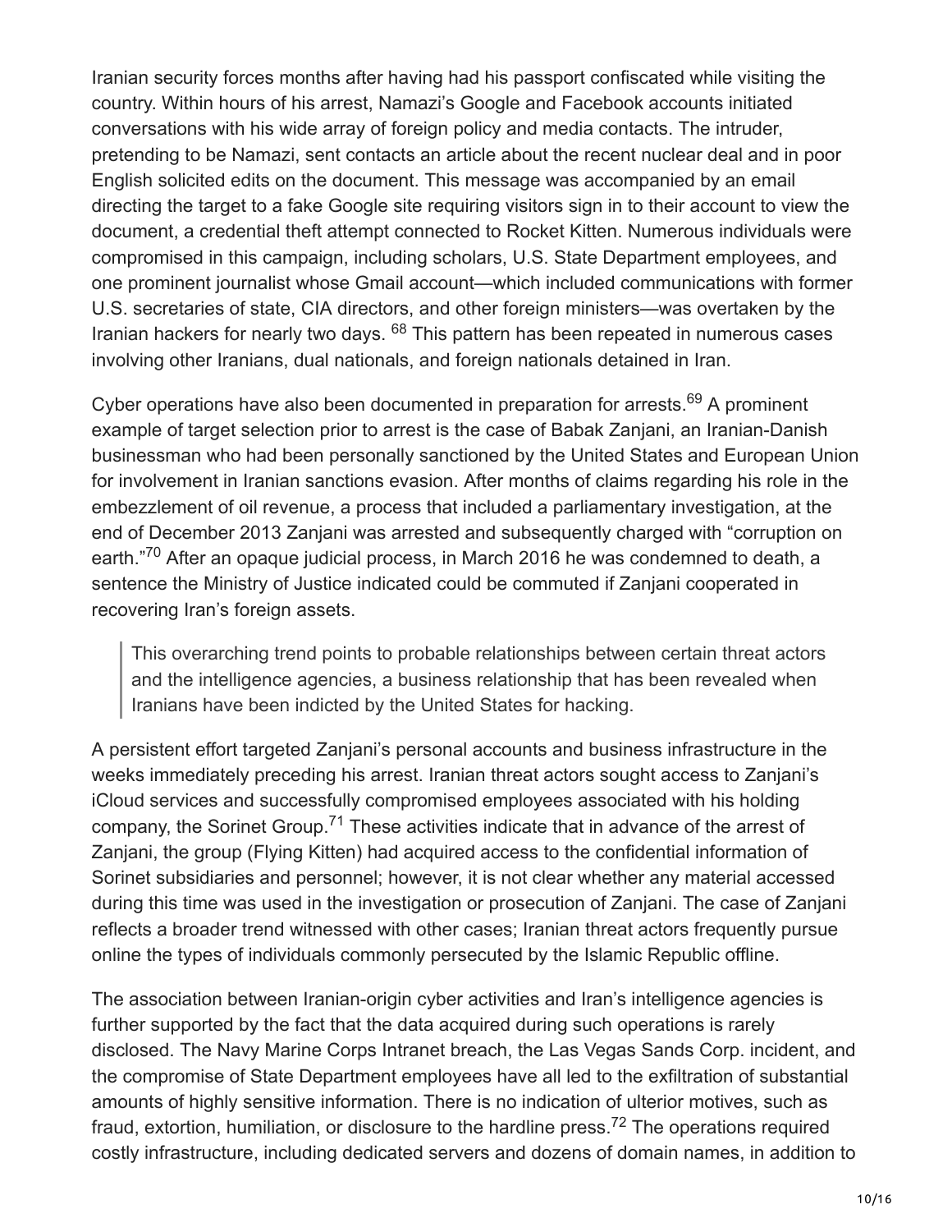Iranian security forces months after having had his passport confiscated while visiting the country. Within hours of his arrest, Namazi's Google and Facebook accounts initiated conversations with his wide array of foreign policy and media contacts. The intruder, pretending to be Namazi, sent contacts an article about the recent nuclear deal and in poor English solicited edits on the document. This message was accompanied by an email directing the target to a fake Google site requiring visitors sign in to their account to view the document, a credential theft attempt connected to Rocket Kitten. Numerous individuals were compromised in this campaign, including scholars, U.S. State Department employees, and one prominent journalist whose Gmail account—which included communications with former U.S. secretaries of state, CIA directors, and other foreign ministers—was overtaken by the Iranian hackers for nearly two days. [68] This pattern has been repeated in numerous cases involving other Iranians, dual nationals, and foreign nationals detained in Iran.

Cyber operations have also been documented in preparation for arrests.[69] A prominent example of target selection prior to arrest is the case of Babak Zanjani, an Iranian-Danish businessman who had been personally sanctioned by the United States and European Union for involvement in Iranian sanctions evasion. After months of claims regarding his role in the embezzlement of oil revenue, a process that included a parliamentary investigation, at the end of December 2013 Zanjani was arrested and subsequently charged with "corruption on earth."[70] After an opaque judicial process, in March 2016 he was condemned to death, a sentence the Ministry of Justice indicated could be commuted if Zanjani cooperated in recovering Iran's foreign assets.

> This overarching trend points to probable relationships between certain threat actors and the intelligence agencies, a business relationship that has been revealed when Iranians have been indicted by the United States for hacking.

A persistent effort targeted Zanjani's personal accounts and business infrastructure in the weeks immediately preceding his arrest. Iranian threat actors sought access to Zanjani's iCloud services and successfully compromised employees associated with his holding company, the Sorinet Group.[71] These activities indicate that in advance of the arrest of Zanjani, the group (Flying Kitten) had acquired access to the confidential information of Sorinet subsidiaries and personnel; however, it is not clear whether any material accessed during this time was used in the investigation or prosecution of Zanjani. The case of Zanjani reflects a broader trend witnessed with other cases; Iranian threat actors frequently pursue online the types of individuals commonly persecuted by the Islamic Republic offline.

The association between Iranian-origin cyber activities and Iran's intelligence agencies is further supported by the fact that the data acquired during such operations is rarely disclosed. The Navy Marine Corps Intranet breach, the Las Vegas Sands Corp. incident, and the compromise of State Department employees have all led to the exfiltration of substantial amounts of highly sensitive information. There is no indication of ulterior motives, such as fraud, extortion, humiliation, or disclosure to the hardline press.[72] The operations required costly infrastructure, including dedicated servers and dozens of domain names, in addition to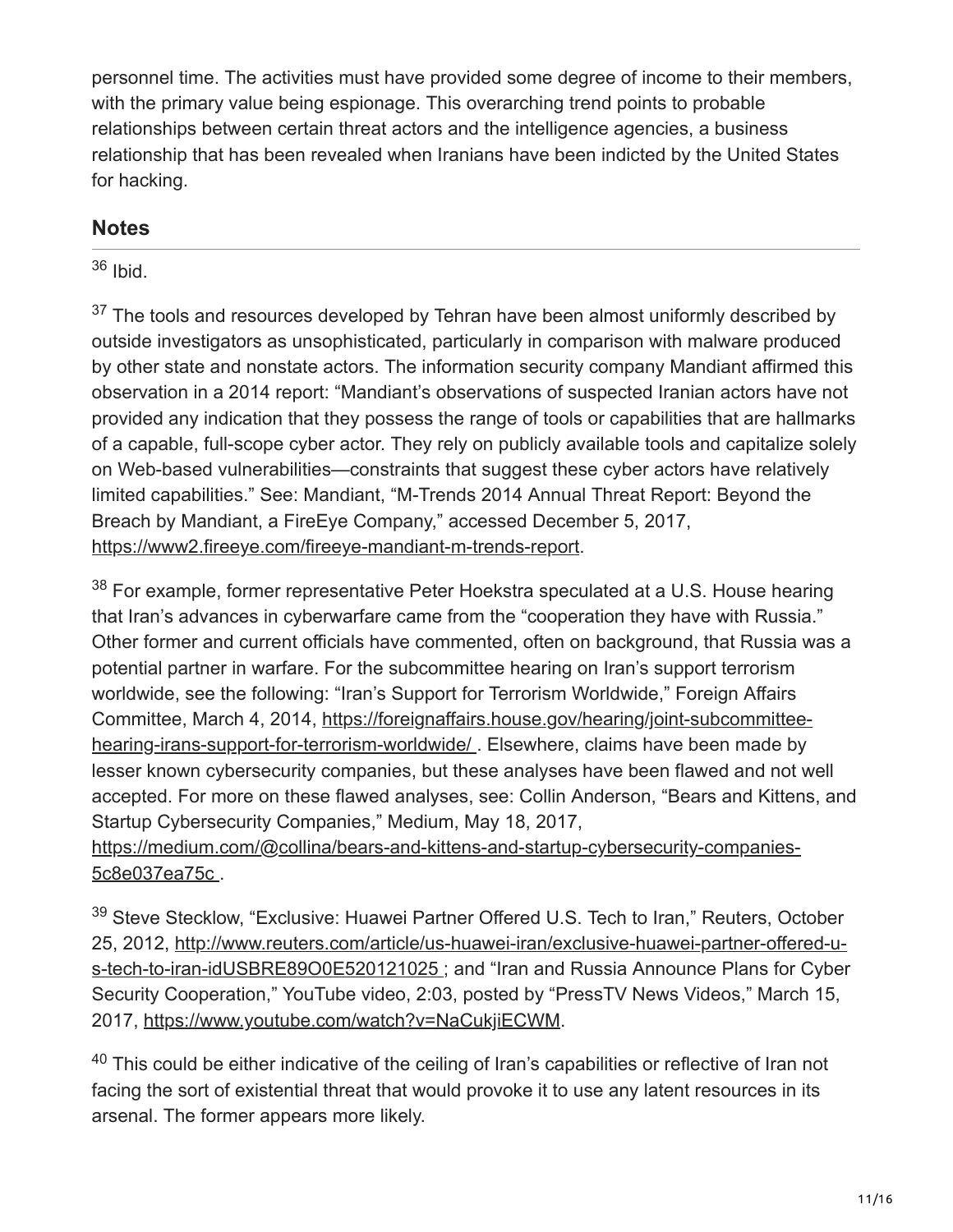personnel time. The activities must have provided some degree of income to their members, with the primary value being espionage. This overarching trend points to probable relationships between certain threat actors and the intelligence agencies, a business relationship that has been revealed when Iranians have been indicted by the United States for hacking.

## Notes

[36] Ibid.

[37] The tools and resources developed by Tehran have been almost uniformly described by outside investigators as unsophisticated, particularly in comparison with malware produced by other state and nonstate actors. The information security company Mandiant affirmed this observation in a 2014 report: "Mandiant's observations of suspected Iranian actors have not provided any indication that they possess the range of tools or capabilities that are hallmarks of a capable, full-scope cyber actor. They rely on publicly available tools and capitalize solely on Web-based vulnerabilities—constraints that suggest these cyber actors have relatively limited capabilities." See: Mandiant, "M-Trends 2014 Annual Threat Report: Beyond the Breach by Mandiant, a FireEye Company," accessed December 5, 2017, https://www2.fireeye.com/fireeye-mandiant-m-trends-report.

[38] For example, former representative Peter Hoekstra speculated at a U.S. House hearing that Iran's advances in cyberwarfare came from the "cooperation they have with Russia." Other former and current officials have commented, often on background, that Russia was a potential partner in warfare. For the subcommittee hearing on Iran's support terrorism worldwide, see the following: "Iran's Support for Terrorism Worldwide," Foreign Affairs Committee, March 4, 2014, https://foreignaffairs.house.gov/hearing/joint-subcommittee-hearing-irans-support-for-terrorism-worldwide/ . Elsewhere, claims have been made by lesser known cybersecurity companies, but these analyses have been flawed and not well accepted. For more on these flawed analyses, see: Collin Anderson, "Bears and Kittens, and Startup Cybersecurity Companies," Medium, May 18, 2017, https://medium.com/@collina/bears-and-kittens-and-startup-cybersecurity-companies-5c8e037ea75c .

[39] Steve Stecklow, "Exclusive: Huawei Partner Offered U.S. Tech to Iran," Reuters, October 25, 2012, http://www.reuters.com/article/us-huawei-iran/exclusive-huawei-partner-offered-u-s-tech-to-iran-idUSBRE89O0E520121025 ; and "Iran and Russia Announce Plans for Cyber Security Cooperation," YouTube video, 2:03, posted by "PressTV News Videos," March 15, 2017, https://www.youtube.com/watch?v=NaCukjiECWM.

[40] This could be either indicative of the ceiling of Iran's capabilities or reflective of Iran not facing the sort of existential threat that would provoke it to use any latent resources in its arsenal. The former appears more likely.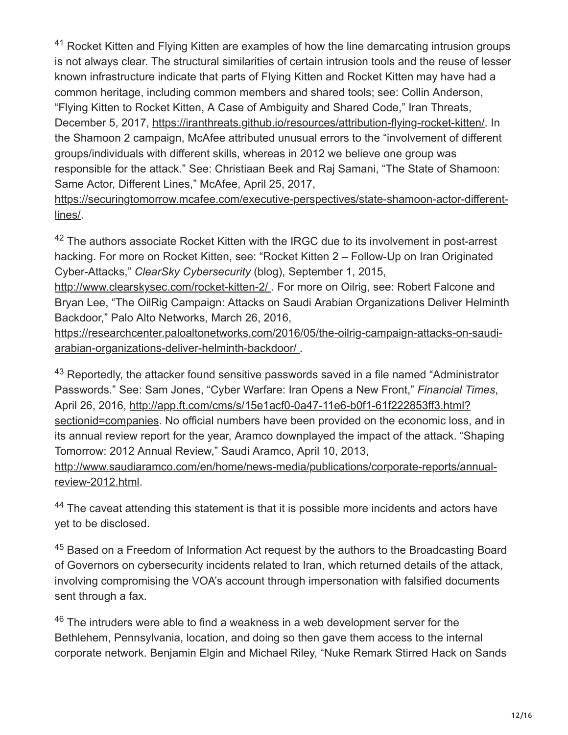[41] Rocket Kitten and Flying Kitten are examples of how the line demarcating intrusion groups is not always clear. The structural similarities of certain intrusion tools and the reuse of lesser known infrastructure indicate that parts of Flying Kitten and Rocket Kitten may have had a common heritage, including common members and shared tools; see: Collin Anderson, "Flying Kitten to Rocket Kitten, A Case of Ambiguity and Shared Code," Iran Threats, December 5, 2017, https://iranthreats.github.io/resources/attribution-flying-rocket-kitten/. In the Shamoon 2 campaign, McAfee attributed unusual errors to the "involvement of different groups/individuals with different skills, whereas in 2012 we believe one group was responsible for the attack." See: Christiaan Beek and Raj Samani, "The State of Shamoon: Same Actor, Different Lines," McAfee, April 25, 2017, https://securingtomorrow.mcafee.com/executive-perspectives/state-shamoon-actor-different-lines/.

[42] The authors associate Rocket Kitten with the IRGC due to its involvement in post-arrest hacking. For more on Rocket Kitten, see: "Rocket Kitten 2 – Follow-Up on Iran Originated Cyber-Attacks," *ClearSky Cybersecurity* (blog), September 1, 2015, http://www.clearskysec.com/rocket-kitten-2/ . For more on Oilrig, see: Robert Falcone and Bryan Lee, "The OilRig Campaign: Attacks on Saudi Arabian Organizations Deliver Helminth Backdoor," Palo Alto Networks, March 26, 2016, https://researchcenter.paloaltonetworks.com/2016/05/the-oilrig-campaign-attacks-on-saudi-arabian-organizations-deliver-helminth-backdoor/ .

[43] Reportedly, the attacker found sensitive passwords saved in a file named "Administrator Passwords." See: Sam Jones, "Cyber Warfare: Iran Opens a New Front," *Financial Times*, April 26, 2016, http://app.ft.com/cms/s/15e1acf0-0a47-11e6-b0f1-61f222853ff3.html?sectionid=companies. No official numbers have been provided on the economic loss, and in its annual review report for the year, Aramco downplayed the impact of the attack. "Shaping Tomorrow: 2012 Annual Review," Saudi Aramco, April 10, 2013, http://www.saudiaramco.com/en/home/news-media/publications/corporate-reports/annual-review-2012.html.

[44] The caveat attending this statement is that it is possible more incidents and actors have yet to be disclosed.

[45] Based on a Freedom of Information Act request by the authors to the Broadcasting Board of Governors on cybersecurity incidents related to Iran, which returned details of the attack, involving compromising the VOA's account through impersonation with falsified documents sent through a fax.

[46] The intruders were able to find a weakness in a web development server for the Bethlehem, Pennsylvania, location, and doing so then gave them access to the internal corporate network. Benjamin Elgin and Michael Riley, "Nuke Remark Stirred Hack on Sands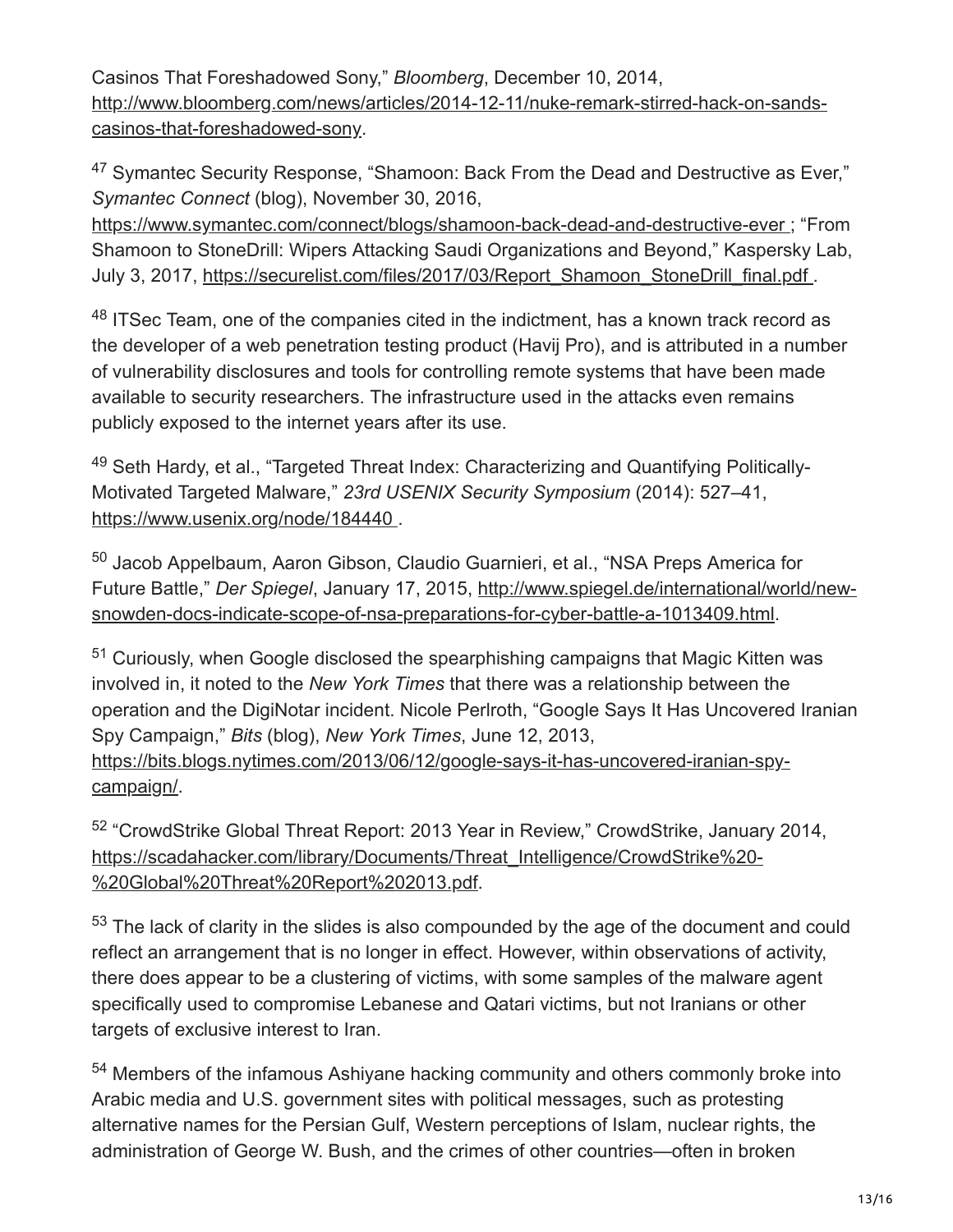Casinos That Foreshadowed Sony," *Bloomberg*, December 10, 2014, http://www.bloomberg.com/news/articles/2014-12-11/nuke-remark-stirred-hack-on-sands-casinos-that-foreshadowed-sony.

[47] Symantec Security Response, "Shamoon: Back From the Dead and Destructive as Ever," *Symantec Connect* (blog), November 30, 2016, https://www.symantec.com/connect/blogs/shamoon-back-dead-and-destructive-ever ; "From Shamoon to StoneDrill: Wipers Attacking Saudi Organizations and Beyond," Kaspersky Lab, July 3, 2017, https://securelist.com/files/2017/03/Report_Shamoon_StoneDrill_final.pdf .

[48] ITSec Team, one of the companies cited in the indictment, has a known track record as the developer of a web penetration testing product (Havij Pro), and is attributed in a number of vulnerability disclosures and tools for controlling remote systems that have been made available to security researchers. The infrastructure used in the attacks even remains publicly exposed to the internet years after its use.

[49] Seth Hardy, et al., "Targeted Threat Index: Characterizing and Quantifying Politically-Motivated Targeted Malware," *23rd USENIX Security Symposium* (2014): 527–41, https://www.usenix.org/node/184440 .

[50] Jacob Appelbaum, Aaron Gibson, Claudio Guarnieri, et al., "NSA Preps America for Future Battle," *Der Spiegel*, January 17, 2015, http://www.spiegel.de/international/world/new-snowden-docs-indicate-scope-of-nsa-preparations-for-cyber-battle-a-1013409.html.

[51] Curiously, when Google disclosed the spearphishing campaigns that Magic Kitten was involved in, it noted to the *New York Times* that there was a relationship between the operation and the DigiNotar incident. Nicole Perlroth, "Google Says It Has Uncovered Iranian Spy Campaign," *Bits* (blog), *New York Times*, June 12, 2013, https://bits.blogs.nytimes.com/2013/06/12/google-says-it-has-uncovered-iranian-spy-campaign/.

[52] "CrowdStrike Global Threat Report: 2013 Year in Review," CrowdStrike, January 2014, https://scadahacker.com/library/Documents/Threat_Intelligence/CrowdStrike%20-%20Global%20Threat%20Report%202013.pdf.

[53] The lack of clarity in the slides is also compounded by the age of the document and could reflect an arrangement that is no longer in effect. However, within observations of activity, there does appear to be a clustering of victims, with some samples of the malware agent specifically used to compromise Lebanese and Qatari victims, but not Iranians or other targets of exclusive interest to Iran.

[54] Members of the infamous Ashiyane hacking community and others commonly broke into Arabic media and U.S. government sites with political messages, such as protesting alternative names for the Persian Gulf, Western perceptions of Islam, nuclear rights, the administration of George W. Bush, and the crimes of other countries—often in broken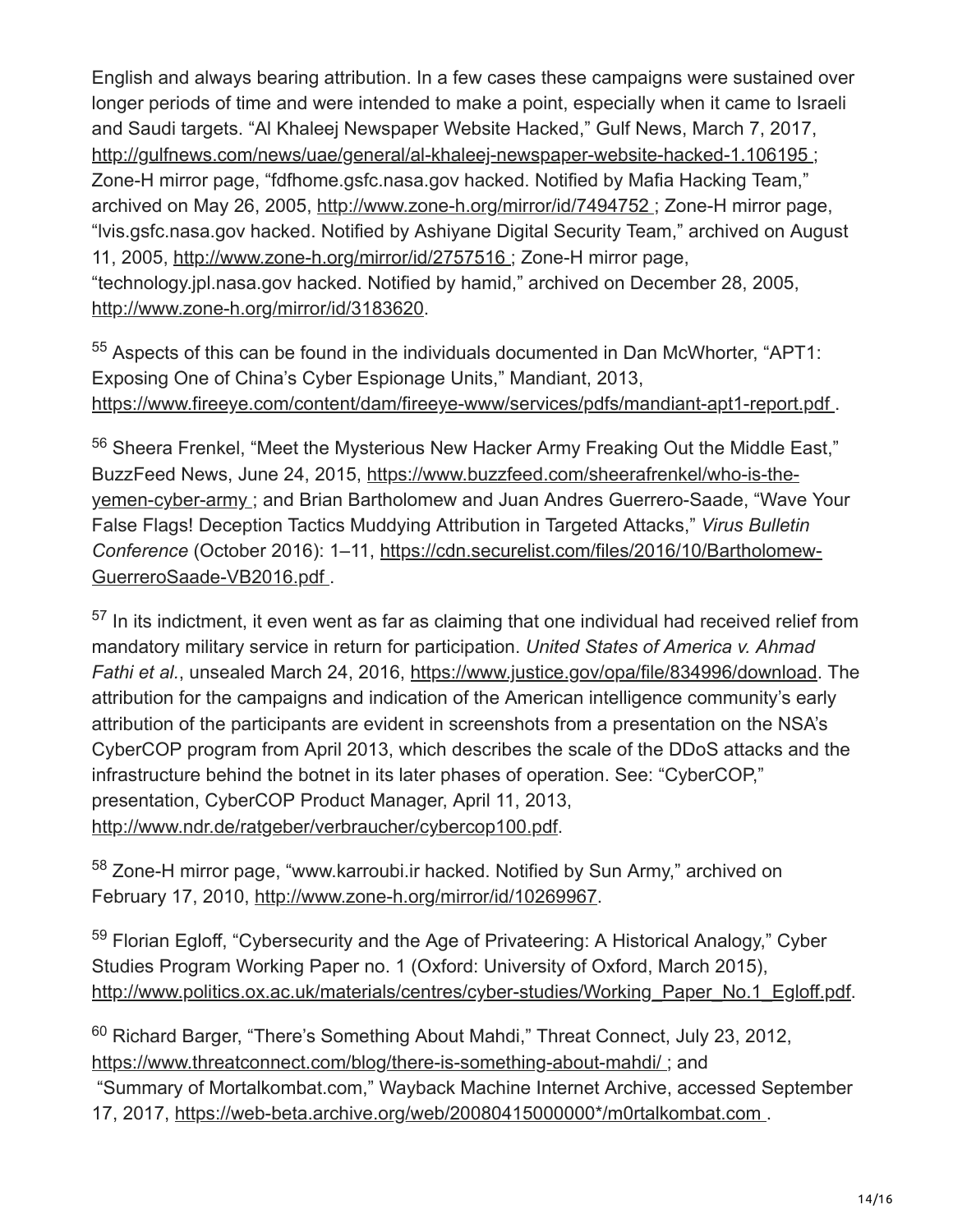English and always bearing attribution. In a few cases these campaigns were sustained over longer periods of time and were intended to make a point, especially when it came to Israeli and Saudi targets. "Al Khaleej Newspaper Website Hacked," Gulf News, March 7, 2017, http://gulfnews.com/news/uae/general/al-khaleej-newspaper-website-hacked-1.106195 ; Zone-H mirror page, "fdfhome.gsfc.nasa.gov hacked. Notified by Mafia Hacking Team," archived on May 26, 2005, http://www.zone-h.org/mirror/id/7494752 ; Zone-H mirror page, "lvis.gsfc.nasa.gov hacked. Notified by Ashiyane Digital Security Team," archived on August 11, 2005, http://www.zone-h.org/mirror/id/2757516 ; Zone-H mirror page, "technology.jpl.nasa.gov hacked. Notified by hamid," archived on December 28, 2005, http://www.zone-h.org/mirror/id/3183620.

[55] Aspects of this can be found in the individuals documented in Dan McWhorter, "APT1: Exposing One of China's Cyber Espionage Units," Mandiant, 2013, https://www.fireeye.com/content/dam/fireeye-www/services/pdfs/mandiant-apt1-report.pdf .

[56] Sheera Frenkel, "Meet the Mysterious New Hacker Army Freaking Out the Middle East," BuzzFeed News, June 24, 2015, https://www.buzzfeed.com/sheerafrenkel/who-is-the-yemen-cyber-army ; and Brian Bartholomew and Juan Andres Guerrero-Saade, "Wave Your False Flags! Deception Tactics Muddying Attribution in Targeted Attacks," *Virus Bulletin Conference* (October 2016): 1–11, https://cdn.securelist.com/files/2016/10/Bartholomew-GuerreroSaade-VB2016.pdf .

[57] In its indictment, it even went as far as claiming that one individual had received relief from mandatory military service in return for participation. *United States of America v. Ahmad Fathi et al.*, unsealed March 24, 2016, https://www.justice.gov/opa/file/834996/download. The attribution for the campaigns and indication of the American intelligence community's early attribution of the participants are evident in screenshots from a presentation on the NSA's CyberCOP program from April 2013, which describes the scale of the DDoS attacks and the infrastructure behind the botnet in its later phases of operation. See: "CyberCOP," presentation, CyberCOP Product Manager, April 11, 2013, http://www.ndr.de/ratgeber/verbraucher/cybercop100.pdf.

[58] Zone-H mirror page, "www.karroubi.ir hacked. Notified by Sun Army," archived on February 17, 2010, http://www.zone-h.org/mirror/id/10269967.

[59] Florian Egloff, "Cybersecurity and the Age of Privateering: A Historical Analogy," Cyber Studies Program Working Paper no. 1 (Oxford: University of Oxford, March 2015), http://www.politics.ox.ac.uk/materials/centres/cyber-studies/Working_Paper_No.1_Egloff.pdf.

[60] Richard Barger, "There's Something About Mahdi," Threat Connect, July 23, 2012, https://www.threatconnect.com/blog/there-is-something-about-mahdi/ ; and "Summary of Mortalkombat.com," Wayback Machine Internet Archive, accessed September 17, 2017, https://web-beta.archive.org/web/20080415000000*/m0rtalkombat.com .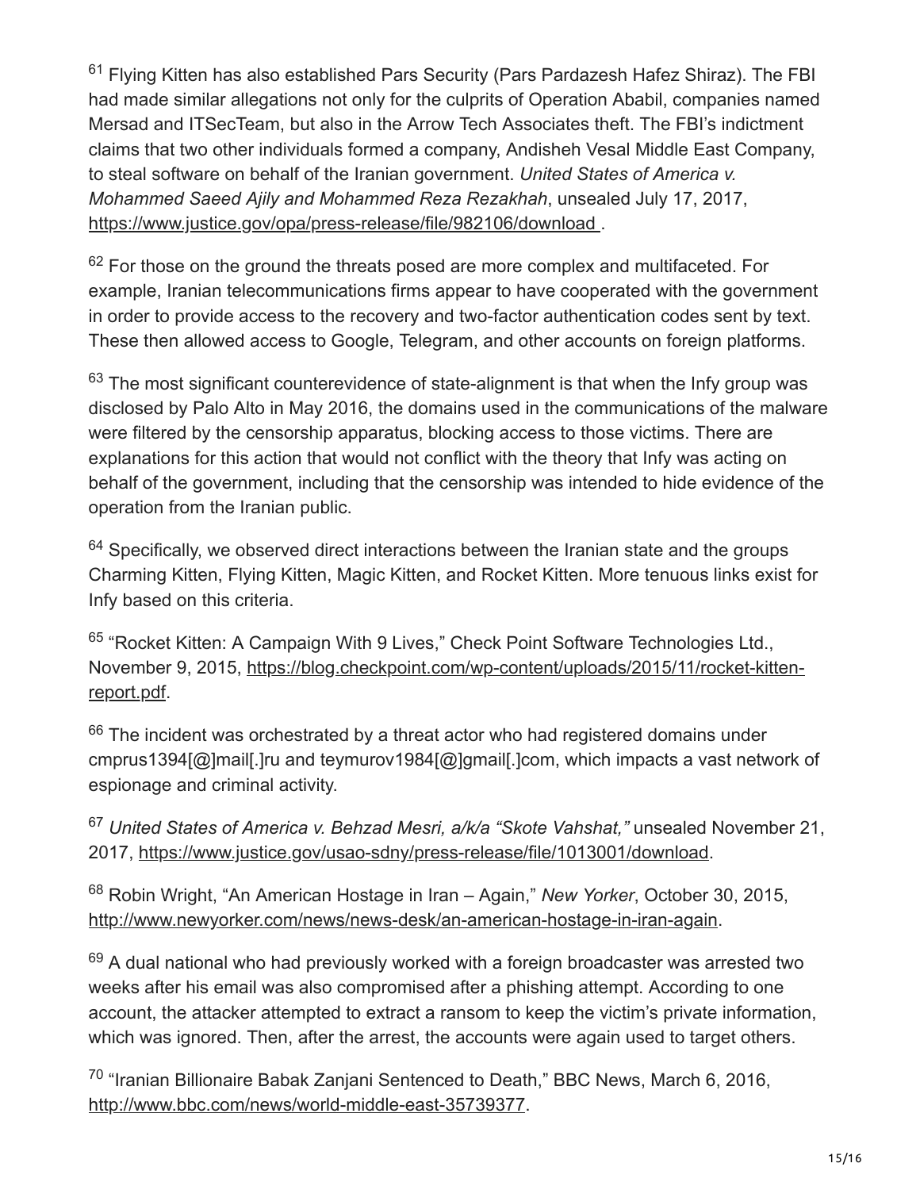[61] Flying Kitten has also established Pars Security (Pars Pardazesh Hafez Shiraz). The FBI had made similar allegations not only for the culprits of Operation Ababil, companies named Mersad and ITSecTeam, but also in the Arrow Tech Associates theft. The FBI's indictment claims that two other individuals formed a company, Andisheh Vesal Middle East Company, to steal software on behalf of the Iranian government. *United States of America v. Mohammed Saeed Ajily and Mohammed Reza Rezakhah*, unsealed July 17, 2017, https://www.justice.gov/opa/press-release/file/982106/download .

[62] For those on the ground the threats posed are more complex and multifaceted. For example, Iranian telecommunications firms appear to have cooperated with the government in order to provide access to the recovery and two-factor authentication codes sent by text. These then allowed access to Google, Telegram, and other accounts on foreign platforms.

[63] The most significant counterevidence of state-alignment is that when the Infy group was disclosed by Palo Alto in May 2016, the domains used in the communications of the malware were filtered by the censorship apparatus, blocking access to those victims. There are explanations for this action that would not conflict with the theory that Infy was acting on behalf of the government, including that the censorship was intended to hide evidence of the operation from the Iranian public.

[64] Specifically, we observed direct interactions between the Iranian state and the groups Charming Kitten, Flying Kitten, Magic Kitten, and Rocket Kitten. More tenuous links exist for Infy based on this criteria.

[65] "Rocket Kitten: A Campaign With 9 Lives," Check Point Software Technologies Ltd., November 9, 2015, https://blog.checkpoint.com/wp-content/uploads/2015/11/rocket-kitten-report.pdf.

[66] The incident was orchestrated by a threat actor who had registered domains under cmprus1394[@]mail[.]ru and teymurov1984[@]gmail[.]com, which impacts a vast network of espionage and criminal activity.

[67] *United States of America v. Behzad Mesri, a/k/a "Skote Vahshat,"* unsealed November 21, 2017, https://www.justice.gov/usao-sdny/press-release/file/1013001/download.

[68] Robin Wright, "An American Hostage in Iran – Again," *New Yorker*, October 30, 2015, http://www.newyorker.com/news/news-desk/an-american-hostage-in-iran-again.

[69] A dual national who had previously worked with a foreign broadcaster was arrested two weeks after his email was also compromised after a phishing attempt. According to one account, the attacker attempted to extract a ransom to keep the victim's private information, which was ignored. Then, after the arrest, the accounts were again used to target others.

[70] "Iranian Billionaire Babak Zanjani Sentenced to Death," BBC News, March 6, 2016, http://www.bbc.com/news/world-middle-east-35739377.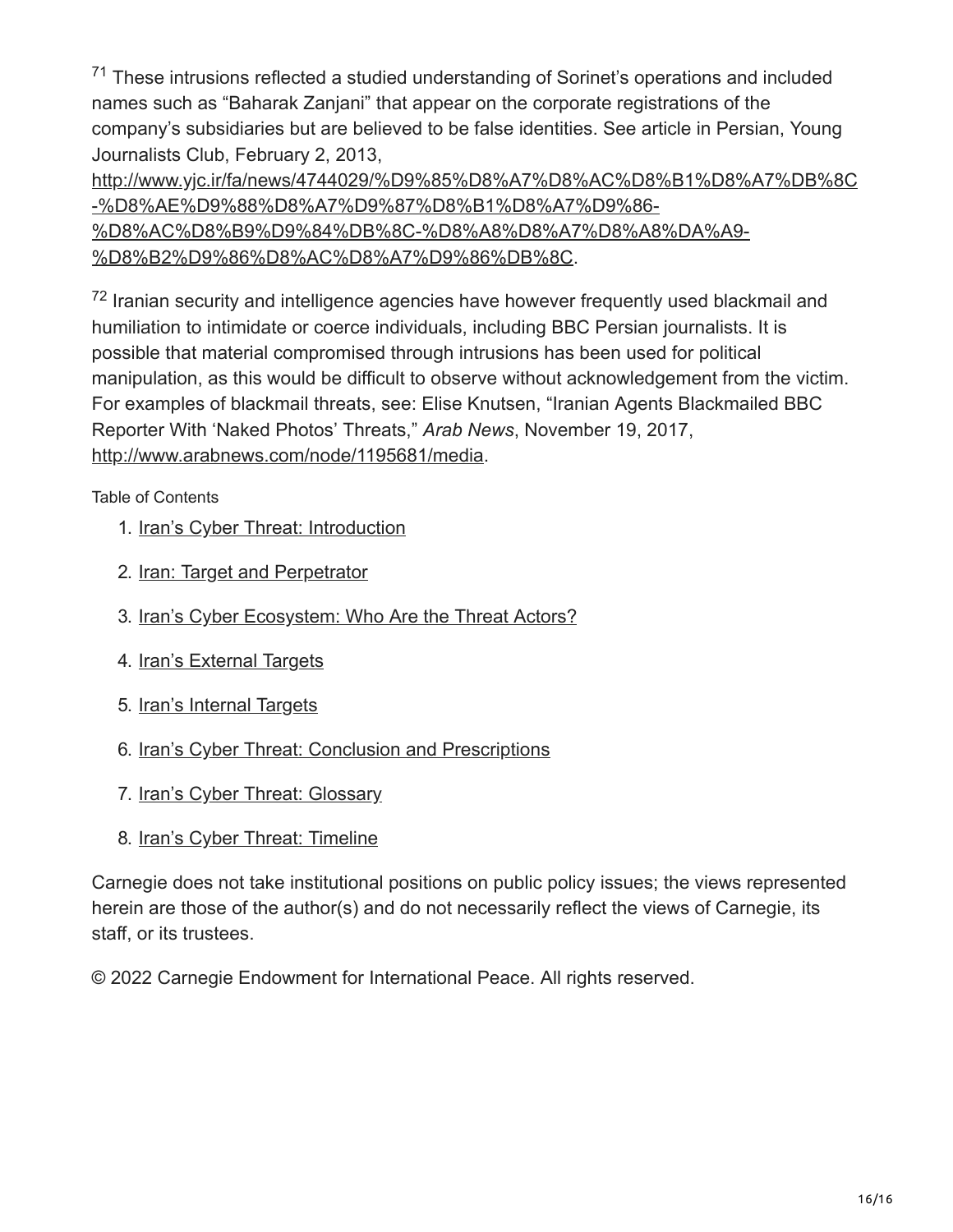[71] These intrusions reflected a studied understanding of Sorinet's operations and included names such as "Baharak Zanjani" that appear on the corporate registrations of the company's subsidiaries but are believed to be false identities. See article in Persian, Young Journalists Club, February 2, 2013, http://www.yjc.ir/fa/news/4744029/%D9%85%D8%A7%D8%AC%D8%B1%D8%A7%DB%8C-%D8%AE%D9%88%D8%A7%D9%87%D8%B1%D8%A7%D9%86-%D8%AC%D8%B9%D9%84%DB%8C-%D8%A8%D8%A7%D8%A8%DA%A9-%D8%B2%D9%86%D8%AC%D8%A7%D9%86%DB%8C.

[72] Iranian security and intelligence agencies have however frequently used blackmail and humiliation to intimidate or coerce individuals, including BBC Persian journalists. It is possible that material compromised through intrusions has been used for political manipulation, as this would be difficult to observe without acknowledgement from the victim. For examples of blackmail threats, see: Elise Knutsen, "Iranian Agents Blackmailed BBC Reporter With 'Naked Photos' Threats," *Arab News*, November 19, 2017, http://www.arabnews.com/node/1195681/media.

Table of Contents

1. Iran's Cyber Threat: Introduction
2. Iran: Target and Perpetrator
3. Iran's Cyber Ecosystem: Who Are the Threat Actors?
4. Iran's External Targets
5. Iran's Internal Targets
6. Iran's Cyber Threat: Conclusion and Prescriptions
7. Iran's Cyber Threat: Glossary
8. Iran's Cyber Threat: Timeline

Carnegie does not take institutional positions on public policy issues; the views represented herein are those of the author(s) and do not necessarily reflect the views of Carnegie, its staff, or its trustees.

© 2022 Carnegie Endowment for International Peace. All rights reserved.